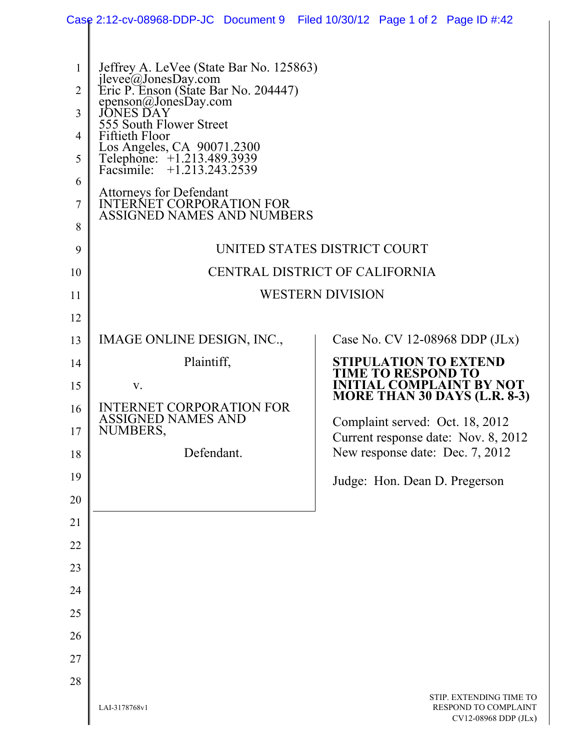Jeffrey A. LeVee (State Bar No. 125863)
jlevee@JonesDay.com
Eric P. Enson (State Bar No. 204447)
epenson@JonesDay.com
JONES DAY
555 South Flower Street
Fiftieth Floor
Los Angeles, CA 90071.2300
Telephone: +1.213.489.3939
Facsimile: +1.213.243.2539

Attorneys for Defendant
INTERNET CORPORATION FOR
ASSIGNED NAMES AND NUMBERS

UNITED STATES DISTRICT COURT

CENTRAL DISTRICT OF CALIFORNIA

WESTERN DIVISION

IMAGE ONLINE DESIGN, INC.,

Plaintiff,

v.

INTERNET CORPORATION FOR ASSIGNED NAMES AND NUMBERS,

Defendant.

Case No. CV 12-08968 DDP (JLx)

**STIPULATION TO EXTEND TIME TO RESPOND TO INITIAL COMPLAINT BY NOT MORE THAN 30 DAYS (L.R. 8-3)**

Complaint served: Oct. 18, 2012
Current response date: Nov. 8, 2012
New response date: Dec. 7, 2012

Judge: Hon. Dean D. Pregerson

LAI-3178768v1

STIP. EXTENDING TIME TO RESPOND TO COMPLAINT CV12-08968 DDP (JLx)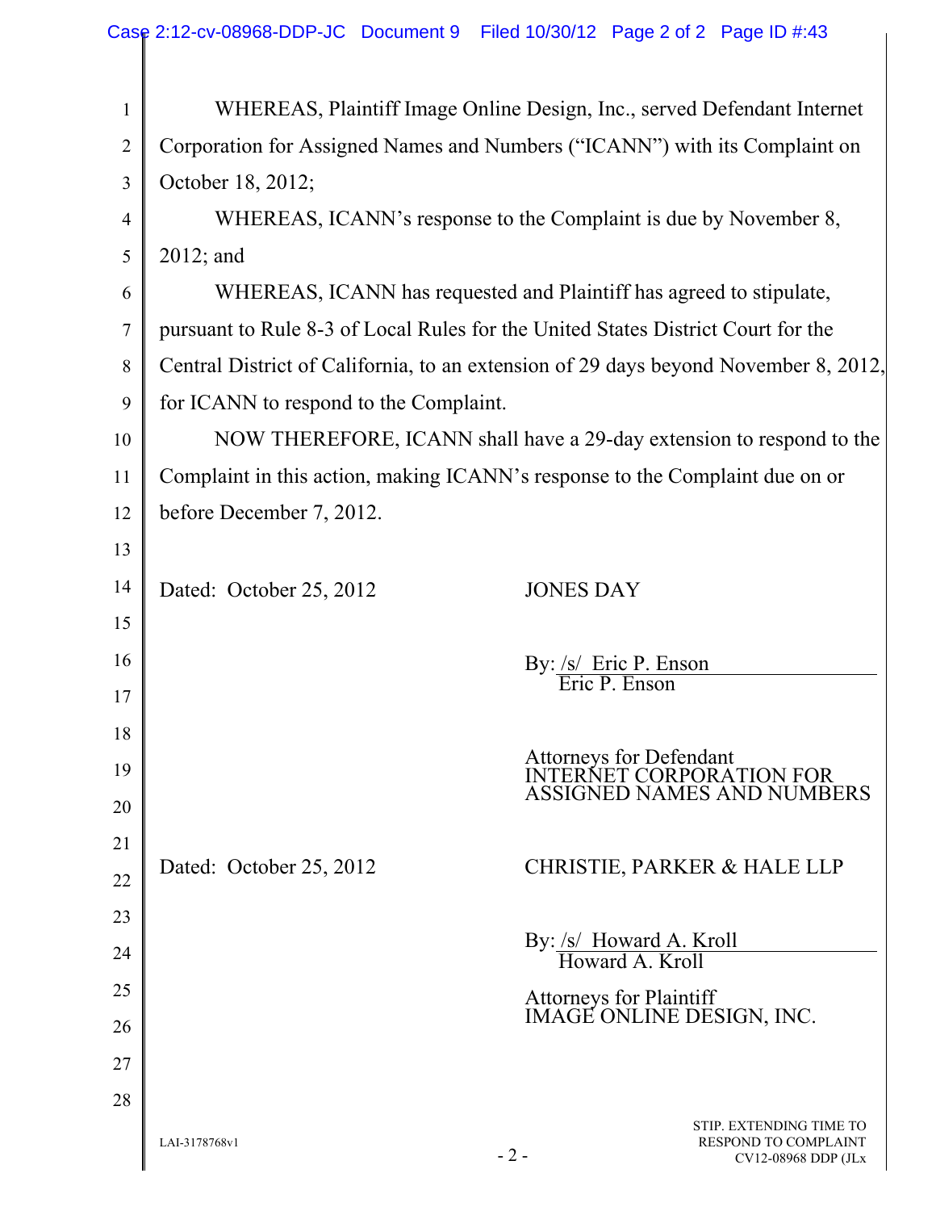WHEREAS, Plaintiff Image Online Design, Inc., served Defendant Internet Corporation for Assigned Names and Numbers ("ICANN") with its Complaint on October 18, 2012;

WHEREAS, ICANN's response to the Complaint is due by November 8, 2012; and

WHEREAS, ICANN has requested and Plaintiff has agreed to stipulate, pursuant to Rule 8-3 of Local Rules for the United States District Court for the Central District of California, to an extension of 29 days beyond November 8, 2012, for ICANN to respond to the Complaint.

NOW THEREFORE, ICANN shall have a 29-day extension to respond to the Complaint in this action, making ICANN's response to the Complaint due on or before December 7, 2012.

Dated: October 25, 2012

JONES DAY

By: /s/ Eric P. Enson
Eric P. Enson

Attorneys for Defendant
INTERNET CORPORATION FOR ASSIGNED NAMES AND NUMBERS

Dated: October 25, 2012

CHRISTIE, PARKER & HALE LLP

By: /s/ Howard A. Kroll
Howard A. Kroll

Attorneys for Plaintiff
IMAGE ONLINE DESIGN, INC.

LAI-3178768v1

STIP. EXTENDING TIME TO RESPOND TO COMPLAINT
CV12-08968 DDP (JLx